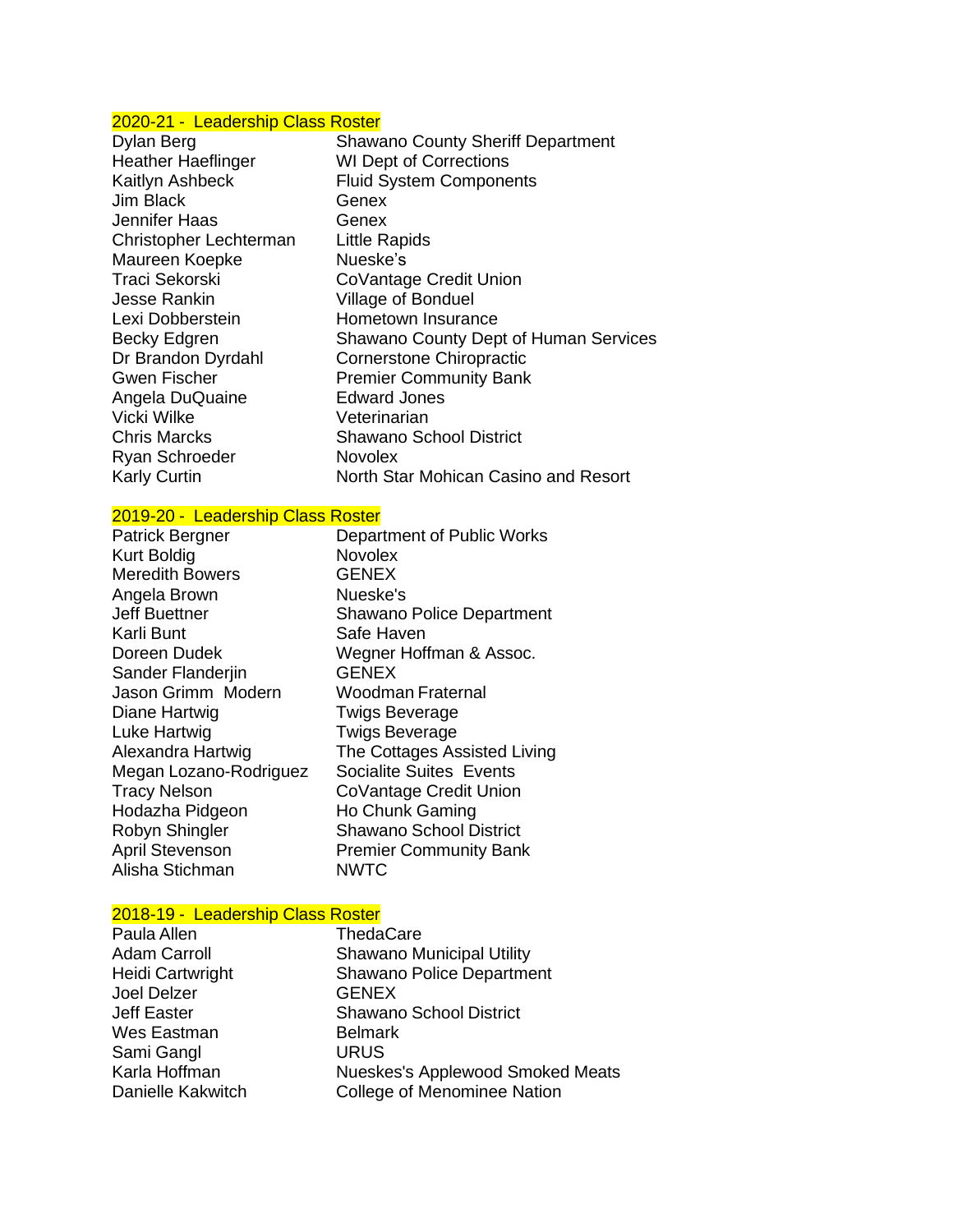## 2020-21 - Leadership Class Roster

| | |
|---|---|
| Dylan Berg | Shawano County Sheriff Department |
| Heather Haeflinger | WI Dept of Corrections |
| Kaitlyn Ashbeck | Fluid System Components |
| Jim Black | Genex |
| Jennifer Haas | Genex |
| Christopher Lechterman | Little Rapids |
| Maureen Koepke | Nueske's |
| Traci Sekorski | CoVantage Credit Union |
| Jesse Rankin | Village of Bonduel |
| Lexi Dobberstein | Hometown Insurance |
| Becky Edgren | Shawano County Dept of Human Services |
| Dr Brandon Dyrdahl | Cornerstone Chiropractic |
| Gwen Fischer | Premier Community Bank |
| Angela DuQuaine | Edward Jones |
| Vicki Wilke | Veterinarian |
| Chris Marcks | Shawano School District |
| Ryan Schroeder | Novolex |
| Karly Curtin | North Star Mohican Casino and Resort |

## 2019-20 - Leadership Class Roster

| | |
|---|---|
| Patrick Bergner | Department of Public Works |
| Kurt Boldig | Novolex |
| Meredith Bowers | GENEX |
| Angela Brown | Nueske's |
| Jeff Buettner | Shawano Police Department |
| Karli Bunt | Safe Haven |
| Doreen Dudek | Wegner Hoffman & Assoc. |
| Sander Flanderjin | GENEX |
| Jason Grimm Modern | Woodman Fraternal |
| Diane Hartwig | Twigs Beverage |
| Luke Hartwig | Twigs Beverage |
| Alexandra Hartwig | The Cottages Assisted Living |
| Megan Lozano-Rodriguez | Socialite Suites Events |
| Tracy Nelson | CoVantage Credit Union |
| Hodazha Pidgeon | Ho Chunk Gaming |
| Robyn Shingler | Shawano School District |
| April Stevenson | Premier Community Bank |
| Alisha Stichman | NWTC |

## 2018-19 - Leadership Class Roster

| | |
|---|---|
| Paula Allen | ThedaCare |
| Adam Carroll | Shawano Municipal Utility |
| Heidi Cartwright | Shawano Police Department |
| Joel Delzer | GENEX |
| Jeff Easter | Shawano School District |
| Wes Eastman | Belmark |
| Sami Gangl | URUS |
| Karla Hoffman | Nueskes's Applewood Smoked Meats |
| Danielle Kakwitch | College of Menominee Nation |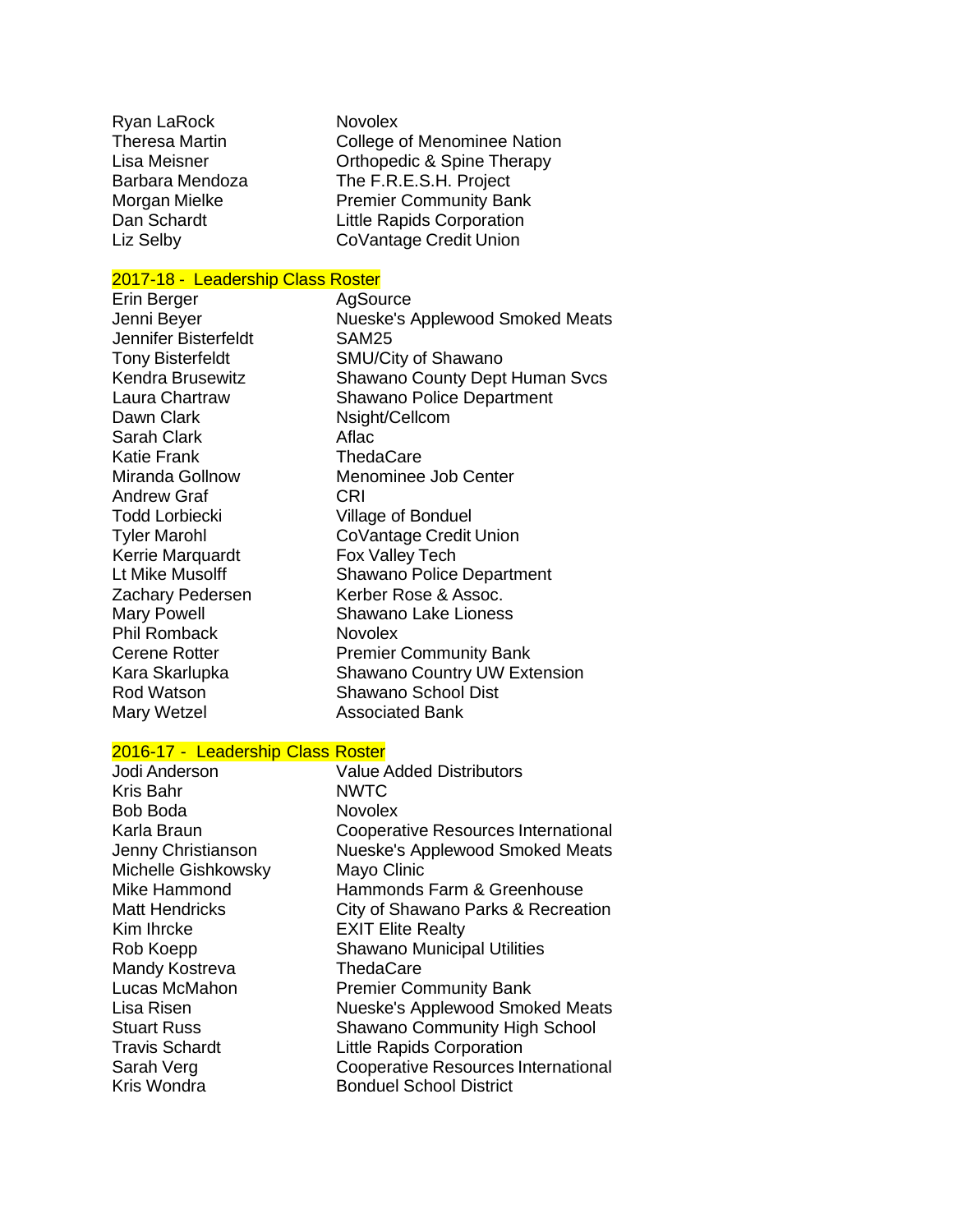| | |
|---|---|
| Ryan LaRock | Novolex |
| Theresa Martin | College of Menominee Nation |
| Lisa Meisner | Orthopedic & Spine Therapy |
| Barbara Mendoza | The F.R.E.S.H. Project |
| Morgan Mielke | Premier Community Bank |
| Dan Schardt | Little Rapids Corporation |
| Liz Selby | CoVantage Credit Union |

## 2017-18 - Leadership Class Roster

| | |
|---|---|
| Erin Berger | AgSource |
| Jenni Beyer | Nueske's Applewood Smoked Meats |
| Jennifer Bisterfeldt | SAM25 |
| Tony Bisterfeldt | SMU/City of Shawano |
| Kendra Brusewitz | Shawano County Dept Human Svcs |
| Laura Chartraw | Shawano Police Department |
| Dawn Clark | Nsight/Cellcom |
| Sarah Clark | Aflac |
| Katie Frank | ThedaCare |
| Miranda Gollnow | Menominee Job Center |
| Andrew Graf | CRI |
| Todd Lorbiecki | Village of Bonduel |
| Tyler Marohl | CoVantage Credit Union |
| Kerrie Marquardt | Fox Valley Tech |
| Lt Mike Musolff | Shawano Police Department |
| Zachary Pedersen | Kerber Rose & Assoc. |
| Mary Powell | Shawano Lake Lioness |
| Phil Romback | Novolex |
| Cerene Rotter | Premier Community Bank |
| Kara Skarlupka | Shawano Country UW Extension |
| Rod Watson | Shawano School Dist |
| Mary Wetzel | Associated Bank |

## 2016-17 - Leadership Class Roster

| | |
|---|---|
| Jodi Anderson | Value Added Distributors |
| Kris Bahr | NWTC |
| Bob Boda | Novolex |
| Karla Braun | Cooperative Resources International |
| Jenny Christianson | Nueske's Applewood Smoked Meats |
| Michelle Gishkowsky | Mayo Clinic |
| Mike Hammond | Hammonds Farm & Greenhouse |
| Matt Hendricks | City of Shawano Parks & Recreation |
| Kim Ihrcke | EXIT Elite Realty |
| Rob Koepp | Shawano Municipal Utilities |
| Mandy Kostreva | ThedaCare |
| Lucas McMahon | Premier Community Bank |
| Lisa Risen | Nueske's Applewood Smoked Meats |
| Stuart Russ | Shawano Community High School |
| Travis Schardt | Little Rapids Corporation |
| Sarah Verg | Cooperative Resources International |
| Kris Wondra | Bonduel School District |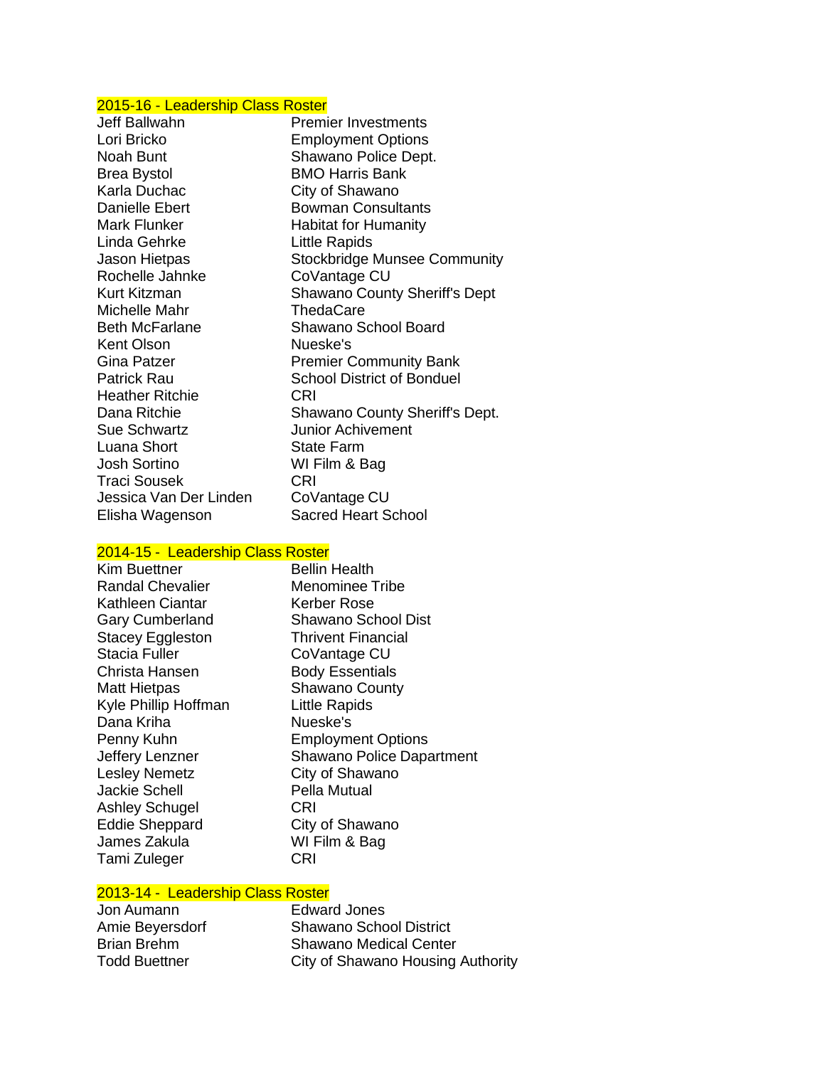## 2015-16 - Leadership Class Roster

| | |
|---|---|
| Jeff Ballwahn | Premier Investments |
| Lori Bricko | Employment Options |
| Noah Bunt | Shawano Police Dept. |
| Brea Bystol | BMO Harris Bank |
| Karla Duchac | City of Shawano |
| Danielle Ebert | Bowman Consultants |
| Mark Flunker | Habitat for Humanity |
| Linda Gehrke | Little Rapids |
| Jason Hietpas | Stockbridge Munsee Community |
| Rochelle Jahnke | CoVantage CU |
| Kurt Kitzman | Shawano County Sheriff's Dept |
| Michelle Mahr | ThedaCare |
| Beth McFarlane | Shawano School Board |
| Kent Olson | Nueske's |
| Gina Patzer | Premier Community Bank |
| Patrick Rau | School District of Bonduel |
| Heather Ritchie | CRI |
| Dana Ritchie | Shawano County Sheriff's Dept. |
| Sue Schwartz | Junior Achivement |
| Luana Short | State Farm |
| Josh Sortino | WI Film & Bag |
| Traci Sousek | CRI |
| Jessica Van Der Linden | CoVantage CU |
| Elisha Wagenson | Sacred Heart School |

## 2014-15 - Leadership Class Roster

| | |
|---|---|
| Kim Buettner | Bellin Health |
| Randal Chevalier | Menominee Tribe |
| Kathleen Ciantar | Kerber Rose |
| Gary Cumberland | Shawano School Dist |
| Stacey Eggleston | Thrivent Financial |
| Stacia Fuller | CoVantage CU |
| Christa Hansen | Body Essentials |
| Matt Hietpas | Shawano County |
| Kyle Phillip Hoffman | Little Rapids |
| Dana Kriha | Nueske's |
| Penny Kuhn | Employment Options |
| Jeffery Lenzner | Shawano Police Dapartment |
| Lesley Nemetz | City of Shawano |
| Jackie Schell | Pella Mutual |
| Ashley Schugel | CRI |
| Eddie Sheppard | City of Shawano |
| James Zakula | WI Film & Bag |
| Tami Zuleger | CRI |

## 2013-14 - Leadership Class Roster

| | |
|---|---|
| Jon Aumann | Edward Jones |
| Amie Beyersdorf | Shawano School District |
| Brian Brehm | Shawano Medical Center |
| Todd Buettner | City of Shawano Housing Authority |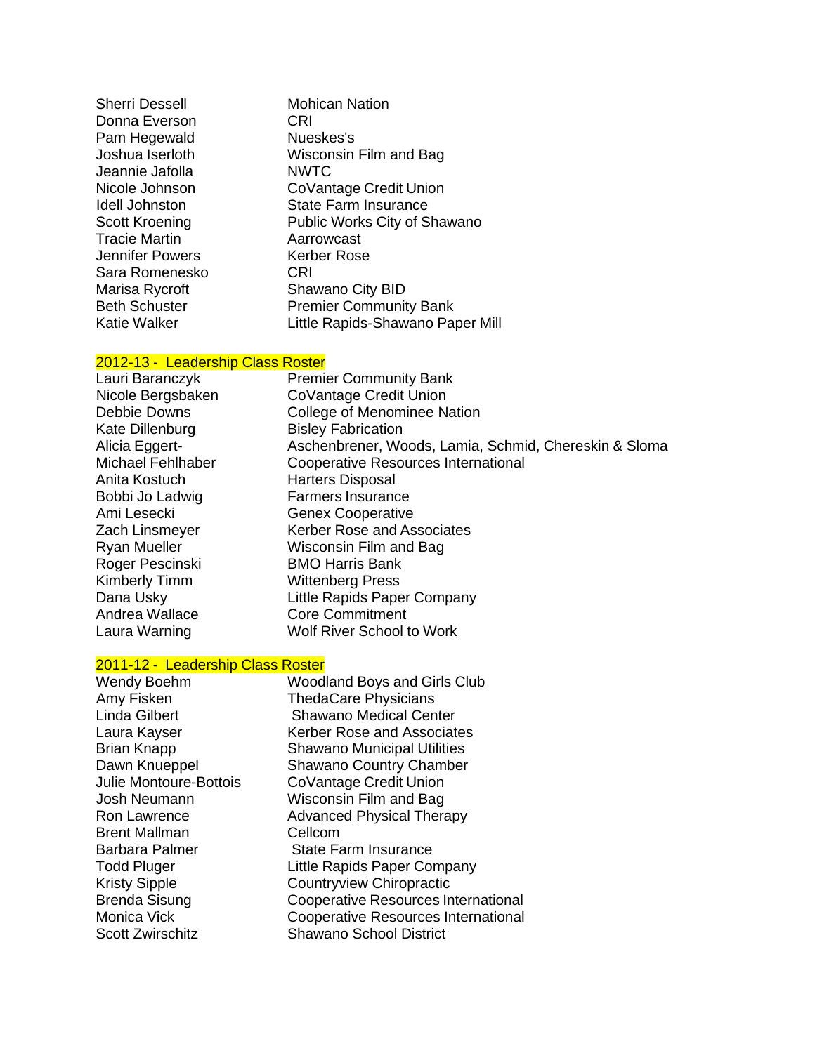| | |
|---|---|
| Sherri Dessell | Mohican Nation |
| Donna Everson | CRI |
| Pam Hegewald | Nueskes's |
| Joshua Iserloth | Wisconsin Film and Bag |
| Jeannie Jafolla | NWTC |
| Nicole Johnson | CoVantage Credit Union |
| Idell Johnston | State Farm Insurance |
| Scott Kroening | Public Works City of Shawano |
| Tracie Martin | Aarrowcast |
| Jennifer Powers | Kerber Rose |
| Sara Romenesko | CRI |
| Marisa Rycroft | Shawano City BID |
| Beth Schuster | Premier Community Bank |
| Katie Walker | Little Rapids-Shawano Paper Mill |

## 2012-13 - Leadership Class Roster

| | |
|---|---|
| Lauri Baranczyk | Premier Community Bank |
| Nicole Bergsbaken | CoVantage Credit Union |
| Debbie Downs | College of Menominee Nation |
| Kate Dillenburg | Bisley Fabrication |
| Alicia Eggert- | Aschenbrener, Woods, Lamia, Schmid, Chereskin & Sloma |
| Michael Fehlhaber | Cooperative Resources International |
| Anita Kostuch | Harters Disposal |
| Bobbi Jo Ladwig | Farmers Insurance |
| Ami Lesecki | Genex Cooperative |
| Zach Linsmeyer | Kerber Rose and Associates |
| Ryan Mueller | Wisconsin Film and Bag |
| Roger Pescinski | BMO Harris Bank |
| Kimberly Timm | Wittenberg Press |
| Dana Usky | Little Rapids Paper Company |
| Andrea Wallace | Core Commitment |
| Laura Warning | Wolf River School to Work |

## 2011-12 - Leadership Class Roster

| | |
|---|---|
| Wendy Boehm | Woodland Boys and Girls Club |
| Amy Fisken | ThedaCare Physicians |
| Linda Gilbert | Shawano Medical Center |
| Laura Kayser | Kerber Rose and Associates |
| Brian Knapp | Shawano Municipal Utilities |
| Dawn Knueppel | Shawano Country Chamber |
| Julie Montoure-Bottois | CoVantage Credit Union |
| Josh Neumann | Wisconsin Film and Bag |
| Ron Lawrence | Advanced Physical Therapy |
| Brent Mallman | Cellcom |
| Barbara Palmer | State Farm Insurance |
| Todd Pluger | Little Rapids Paper Company |
| Kristy Sipple | Countryview Chiropractic |
| Brenda Sisung | Cooperative Resources International |
| Monica Vick | Cooperative Resources International |
| Scott Zwirschitz | Shawano School District |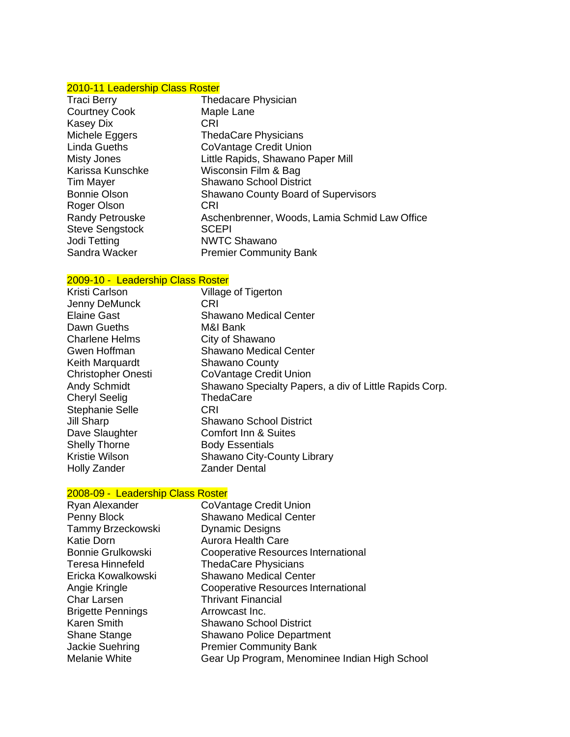## 2010-11 Leadership Class Roster

| Name | Organization |
| --- | --- |
| Traci Berry | Thedacare Physician |
| Courtney Cook | Maple Lane |
| Kasey Dix | CRI |
| Michele Eggers | ThedaCare Physicians |
| Linda Gueths | CoVantage Credit Union |
| Misty Jones | Little Rapids, Shawano Paper Mill |
| Karissa Kunschke | Wisconsin Film & Bag |
| Tim Mayer | Shawano School District |
| Bonnie Olson | Shawano County Board of Supervisors |
| Roger Olson | CRI |
| Randy Petrouske | Aschenbrenner, Woods, Lamia Schmid Law Office |
| Steve Sengstock | SCEPI |
| Jodi Tetting | NWTC Shawano |
| Sandra Wacker | Premier Community Bank |

## 2009-10 - Leadership Class Roster

| Name | Organization |
| --- | --- |
| Kristi Carlson | Village of Tigerton |
| Jenny DeMunck | CRI |
| Elaine Gast | Shawano Medical Center |
| Dawn Gueths | M&I Bank |
| Charlene Helms | City of Shawano |
| Gwen Hoffman | Shawano Medical Center |
| Keith Marquardt | Shawano County |
| Christopher Onesti | CoVantage Credit Union |
| Andy Schmidt | Shawano Specialty Papers, a div of Little Rapids Corp. |
| Cheryl Seelig | ThedaCare |
| Stephanie Selle | CRI |
| Jill Sharp | Shawano School District |
| Dave Slaughter | Comfort Inn & Suites |
| Shelly Thorne | Body Essentials |
| Kristie Wilson | Shawano City-County Library |
| Holly Zander | Zander Dental |

## 2008-09 - Leadership Class Roster

| Name | Organization |
| --- | --- |
| Ryan Alexander | CoVantage Credit Union |
| Penny Block | Shawano Medical Center |
| Tammy Brzeckowski | Dynamic Designs |
| Katie Dorn | Aurora Health Care |
| Bonnie Grulkowski | Cooperative Resources International |
| Teresa Hinnefeld | ThedaCare Physicians |
| Ericka Kowalkowski | Shawano Medical Center |
| Angie Kringle | Cooperative Resources International |
| Char Larsen | Thrivant Financial |
| Brigette Pennings | Arrowcast Inc. |
| Karen Smith | Shawano School District |
| Shane Stange | Shawano Police Department |
| Jackie Suehring | Premier Community Bank |
| Melanie White | Gear Up Program, Menominee Indian High School |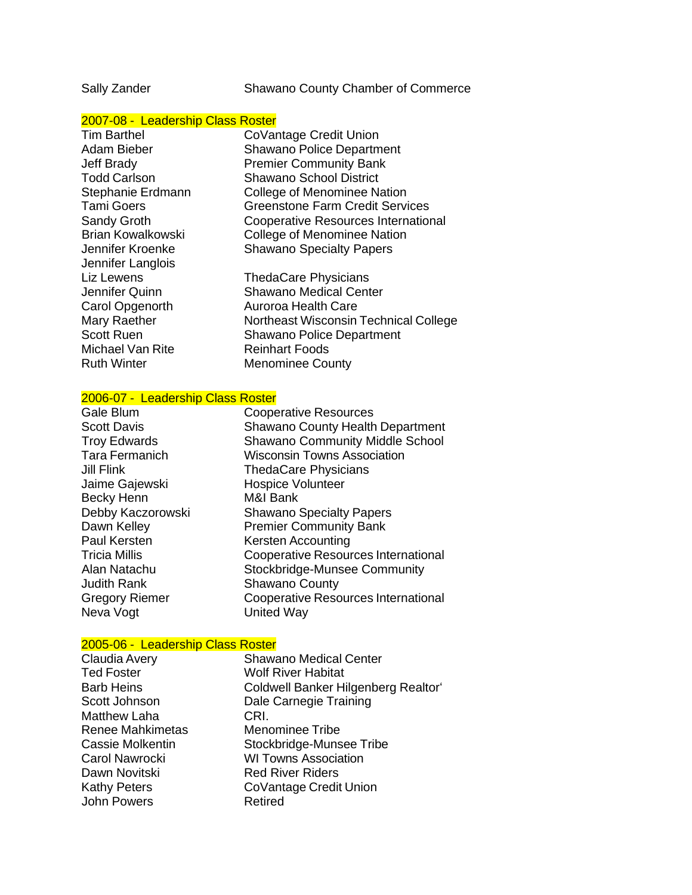| | |
|---|---|
| Sally Zander | Shawano County Chamber of Commerce |

## 2007-08 - Leadership Class Roster

| | |
|---|---|
| Tim Barthel | CoVantage Credit Union |
| Adam Bieber | Shawano Police Department |
| Jeff Brady | Premier Community Bank |
| Todd Carlson | Shawano School District |
| Stephanie Erdmann | College of Menominee Nation |
| Tami Goers | Greenstone Farm Credit Services |
| Sandy Groth | Cooperative Resources International |
| Brian Kowalkowski | College of Menominee Nation |
| Jennifer Kroenke | Shawano Specialty Papers |
| Jennifer Langlois | |
| Liz Lewens | ThedaCare Physicians |
| Jennifer Quinn | Shawano Medical Center |
| Carol Opgenorth | Auroroa Health Care |
| Mary Raether | Northeast Wisconsin Technical College |
| Scott Ruen | Shawano Police Department |
| Michael Van Rite | Reinhart Foods |
| Ruth Winter | Menominee County |

## 2006-07 - Leadership Class Roster

| | |
|---|---|
| Gale Blum | Cooperative Resources |
| Scott Davis | Shawano County Health Department |
| Troy Edwards | Shawano Community Middle School |
| Tara Fermanich | Wisconsin Towns Association |
| Jill Flink | ThedaCare Physicians |
| Jaime Gajewski | Hospice Volunteer |
| Becky Henn | M&I Bank |
| Debby Kaczorowski | Shawano Specialty Papers |
| Dawn Kelley | Premier Community Bank |
| Paul Kersten | Kersten Accounting |
| Tricia Millis | Cooperative Resources International |
| Alan Natachu | Stockbridge-Munsee Community |
| Judith Rank | Shawano County |
| Gregory Riemer | Cooperative Resources International |
| Neva Vogt | United Way |

## 2005-06 - Leadership Class Roster

| | |
|---|---|
| Claudia Avery | Shawano Medical Center |
| Ted Foster | Wolf River Habitat |
| Barb Heins | Coldwell Banker Hilgenberg Realtor' |
| Scott Johnson | Dale Carnegie Training |
| Matthew Laha | CRI. |
| Renee Mahkimetas | Menominee Tribe |
| Cassie Molkentin | Stockbridge-Munsee Tribe |
| Carol Nawrocki | WI Towns Association |
| Dawn Novitski | Red River Riders |
| Kathy Peters | CoVantage Credit Union |
| John Powers | Retired |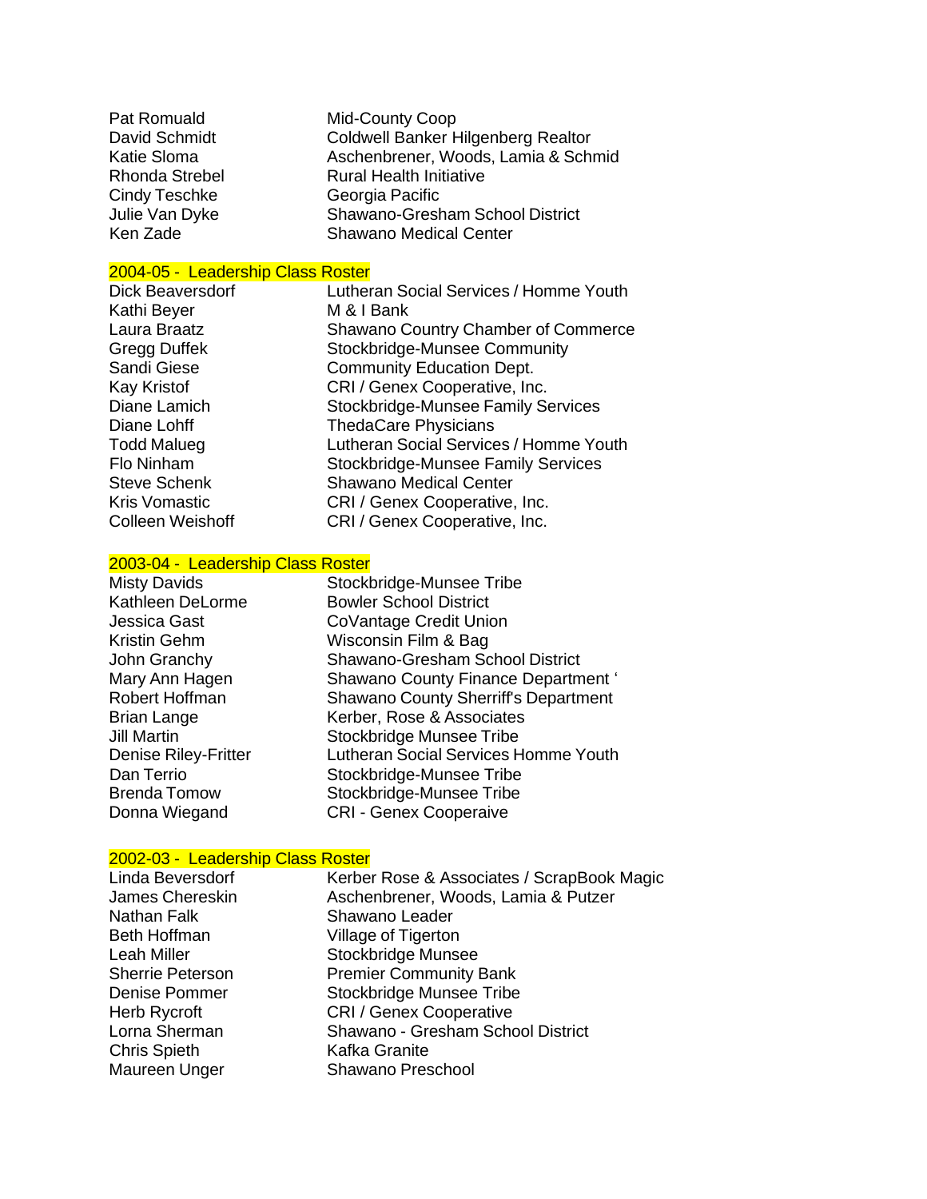| | |
|---|---|
| Pat Romuald | Mid-County Coop |
| David Schmidt | Coldwell Banker Hilgenberg Realtor |
| Katie Sloma | Aschenbrener, Woods, Lamia & Schmid |
| Rhonda Strebel | Rural Health Initiative |
| Cindy Teschke | Georgia Pacific |
| Julie Van Dyke | Shawano-Gresham School District |
| Ken Zade | Shawano Medical Center |

## 2004-05 - Leadership Class Roster

| | |
|---|---|
| Dick Beaversdorf | Lutheran Social Services / Homme Youth |
| Kathi Beyer | M & I Bank |
| Laura Braatz | Shawano Country Chamber of Commerce |
| Gregg Duffek | Stockbridge-Munsee Community |
| Sandi Giese | Community Education Dept. |
| Kay Kristof | CRI / Genex Cooperative, Inc. |
| Diane Lamich | Stockbridge-Munsee Family Services |
| Diane Lohff | ThedaCare Physicians |
| Todd Malueg | Lutheran Social Services / Homme Youth |
| Flo Ninham | Stockbridge-Munsee Family Services |
| Steve Schenk | Shawano Medical Center |
| Kris Vomastic | CRI / Genex Cooperative, Inc. |
| Colleen Weishoff | CRI / Genex Cooperative, Inc. |

## 2003-04 - Leadership Class Roster

| | |
|---|---|
| Misty Davids | Stockbridge-Munsee Tribe |
| Kathleen DeLorme | Bowler School District |
| Jessica Gast | CoVantage Credit Union |
| Kristin Gehm | Wisconsin Film & Bag |
| John Granchy | Shawano-Gresham School District |
| Mary Ann Hagen | Shawano County Finance Department ‘ |
| Robert Hoffman | Shawano County Sherriff's Department |
| Brian Lange | Kerber, Rose & Associates |
| Jill Martin | Stockbridge Munsee Tribe |
| Denise Riley-Fritter | Lutheran Social Services Homme Youth |
| Dan Terrio | Stockbridge-Munsee Tribe |
| Brenda Tomow | Stockbridge-Munsee Tribe |
| Donna Wiegand | CRI - Genex Cooperaive |

## 2002-03 - Leadership Class Roster

| | |
|---|---|
| Linda Beversdorf | Kerber Rose & Associates / ScrapBook Magic |
| James Chereskin | Aschenbrener, Woods, Lamia & Putzer |
| Nathan Falk | Shawano Leader |
| Beth Hoffman | Village of Tigerton |
| Leah Miller | Stockbridge Munsee |
| Sherrie Peterson | Premier Community Bank |
| Denise Pommer | Stockbridge Munsee Tribe |
| Herb Rycroft | CRI / Genex Cooperative |
| Lorna Sherman | Shawano - Gresham School District |
| Chris Spieth | Kafka Granite |
| Maureen Unger | Shawano Preschool |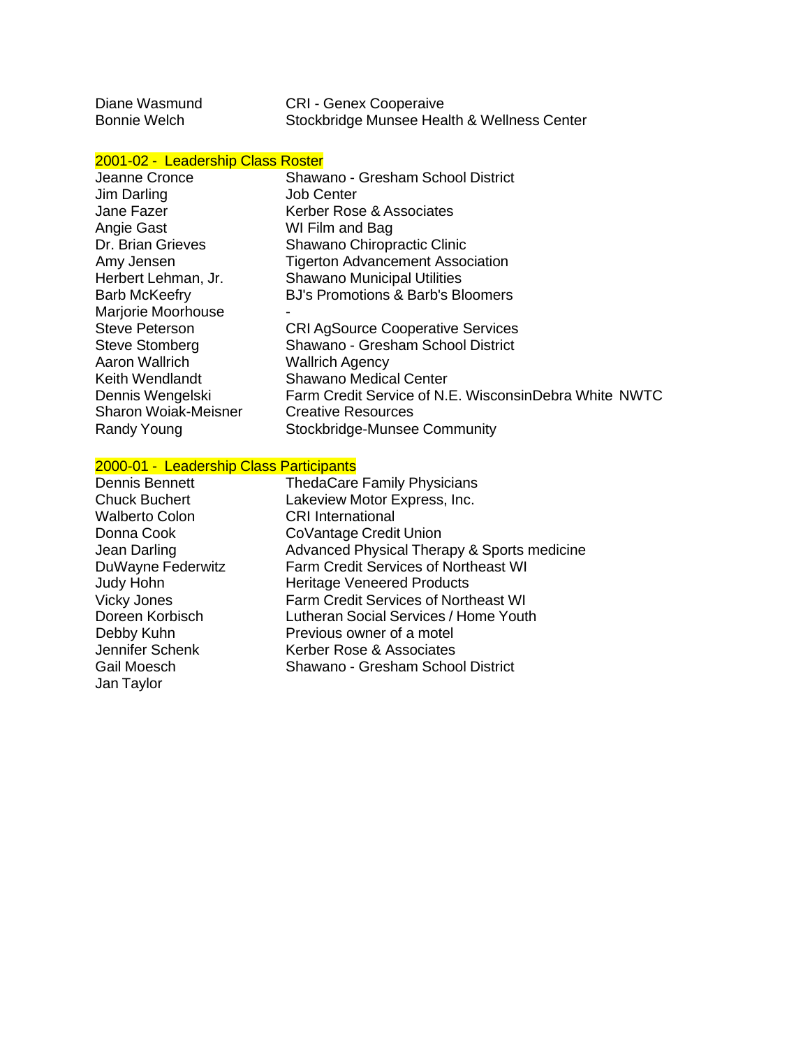| | |
|---|---|
| Diane Wasmund | CRI - Genex Cooperaive |
| Bonnie Welch | Stockbridge Munsee Health & Wellness Center |

## 2001-02 - Leadership Class Roster

| | |
|---|---|
| Jeanne Cronce | Shawano - Gresham School District |
| Jim Darling | Job Center |
| Jane Fazer | Kerber Rose & Associates |
| Angie Gast | WI Film and Bag |
| Dr. Brian Grieves | Shawano Chiropractic Clinic |
| Amy Jensen | Tigerton Advancement Association |
| Herbert Lehman, Jr. | Shawano Municipal Utilities |
| Barb McKeefry | BJ's Promotions & Barb's Bloomers |
| Marjorie Moorhouse | - |
| Steve Peterson | CRI AgSource Cooperative Services |
| Steve Stomberg | Shawano - Gresham School District |
| Aaron Wallrich | Wallrich Agency |
| Keith Wendlandt | Shawano Medical Center |
| Dennis Wengelski | Farm Credit Service of N.E. WisconsinDebra White NWTC |
| Sharon Woiak-Meisner | Creative Resources |
| Randy Young | Stockbridge-Munsee Community |

## 2000-01 - Leadership Class Participants

| | |
|---|---|
| Dennis Bennett | ThedaCare Family Physicians |
| Chuck Buchert | Lakeview Motor Express, Inc. |
| Walberto Colon | CRI International |
| Donna Cook | CoVantage Credit Union |
| Jean Darling | Advanced Physical Therapy & Sports medicine |
| DuWayne Federwitz | Farm Credit Services of Northeast WI |
| Judy Hohn | Heritage Veneered Products |
| Vicky Jones | Farm Credit Services of Northeast WI |
| Doreen Korbisch | Lutheran Social Services / Home Youth |
| Debby Kuhn | Previous owner of a motel |
| Jennifer Schenk | Kerber Rose & Associates |
| Gail Moesch | Shawano - Gresham School District |
| Jan Taylor | |